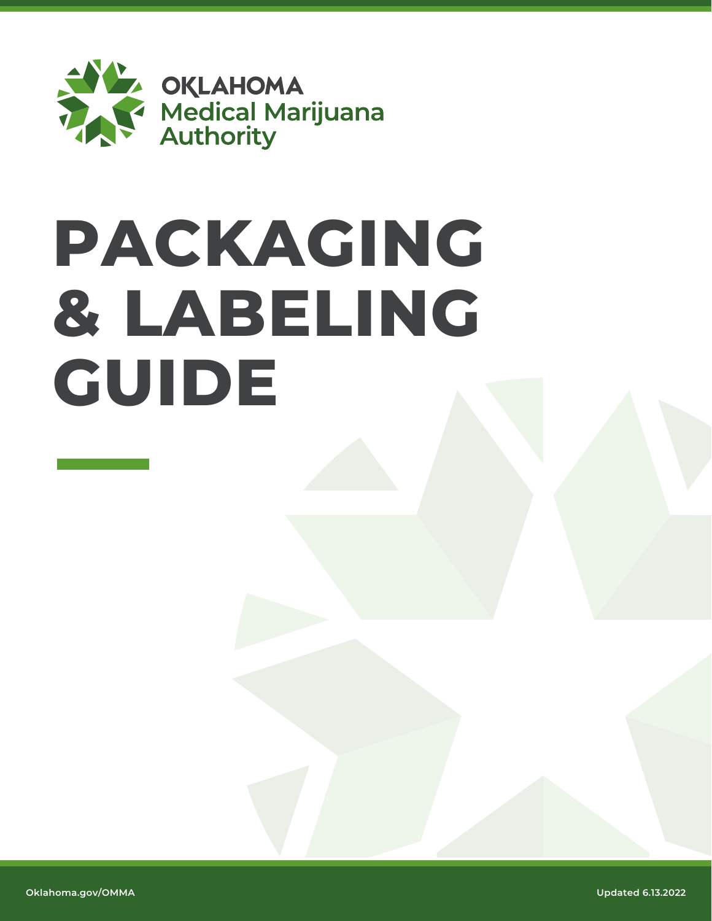OKLAHOMA
Medical Marijuana
Authority

# PACKAGING & LABELING GUIDE

Oklahoma.gov/OMMA

Updated 6.13.2022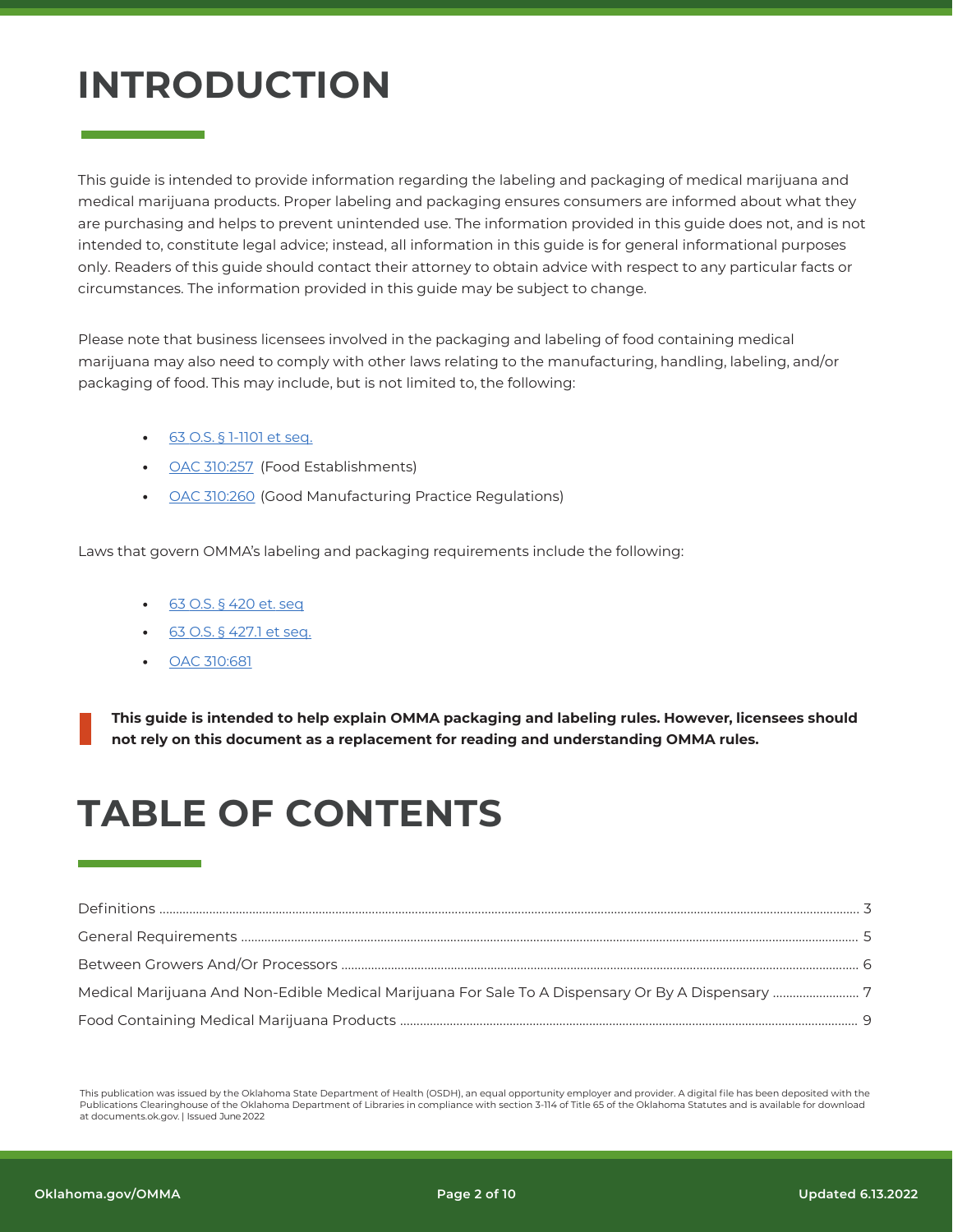# INTRODUCTION

This guide is intended to provide information regarding the labeling and packaging of medical marijuana and medical marijuana products. Proper labeling and packaging ensures consumers are informed about what they are purchasing and helps to prevent unintended use. The information provided in this guide does not, and is not intended to, constitute legal advice; instead, all information in this guide is for general informational purposes only. Readers of this guide should contact their attorney to obtain advice with respect to any particular facts or circumstances. The information provided in this guide may be subject to change.

Please note that business licensees involved in the packaging and labeling of food containing medical marijuana may also need to comply with other laws relating to the manufacturing, handling, labeling, and/or packaging of food. This may include, but is not limited to, the following:

- 63 O.S. § 1-1101 et seq.
- OAC 310:257 (Food Establishments)
- OAC 310:260 (Good Manufacturing Practice Regulations)

Laws that govern OMMA's labeling and packaging requirements include the following:

- 63 O.S. § 420 et. seq
- 63 O.S. § 427.1 et seq.
- OAC 310:681

**This guide is intended to help explain OMMA packaging and labeling rules. However, licensees should not rely on this document as a replacement for reading and understanding OMMA rules.**

# TABLE OF CONTENTS

| Section | Page |
|---|---|
| Definitions | 3 |
| General Requirements | 5 |
| Between Growers And/Or Processors | 6 |
| Medical Marijuana And Non-Edible Medical Marijuana For Sale To A Dispensary Or By A Dispensary | 7 |
| Food Containing Medical Marijuana Products | 9 |

This publication was issued by the Oklahoma State Department of Health (OSDH), an equal opportunity employer and provider. A digital file has been deposited with the Publications Clearinghouse of the Oklahoma Department of Libraries in compliance with section 3-114 of Title 65 of the Oklahoma Statutes and is available for download at documents.ok.gov. | Issued June 2022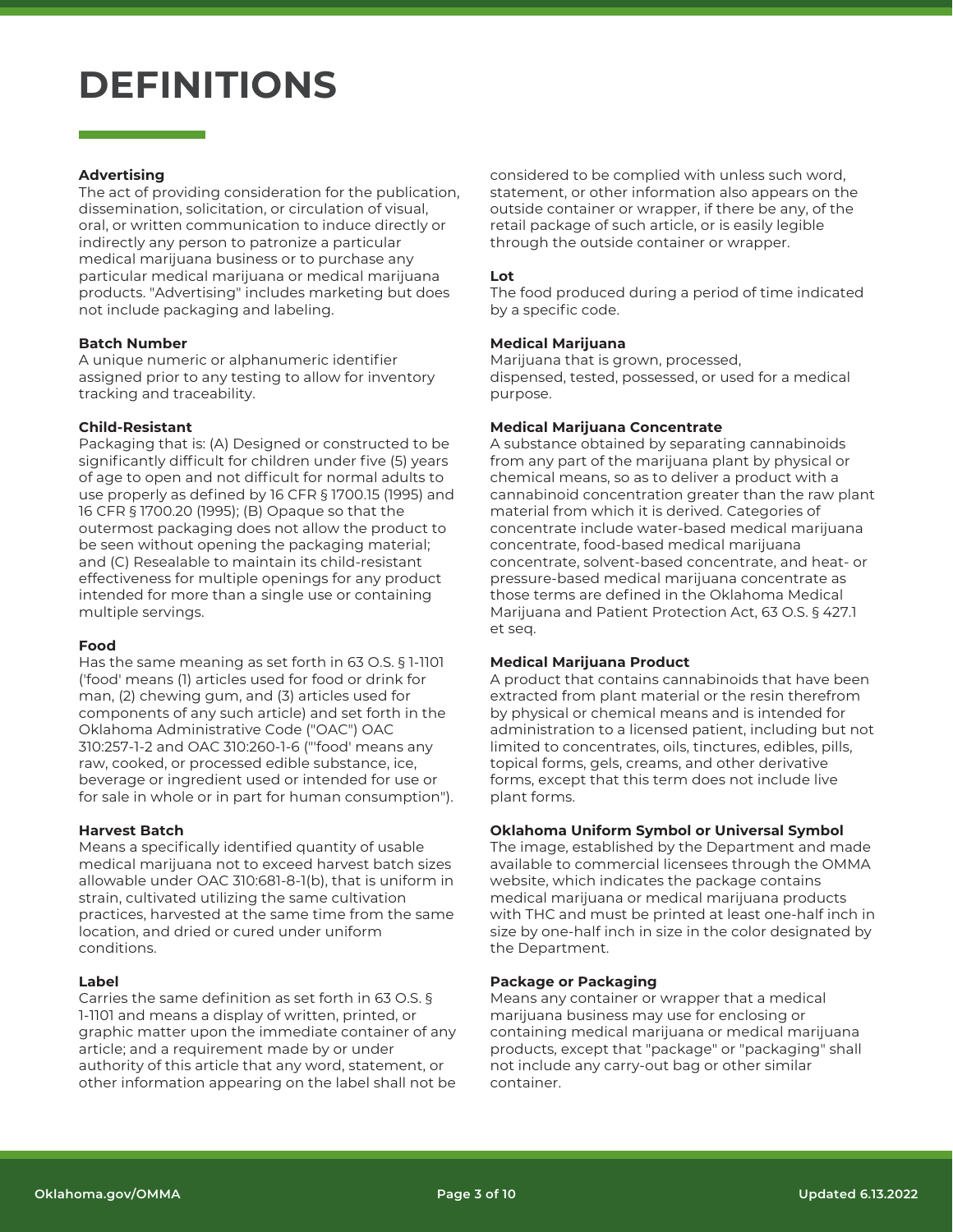# DEFINITIONS

**Advertising**
The act of providing consideration for the publication, dissemination, solicitation, or circulation of visual, oral, or written communication to induce directly or indirectly any person to patronize a particular medical marijuana business or to purchase any particular medical marijuana or medical marijuana products. "Advertising" includes marketing but does not include packaging and labeling.

**Batch Number**
A unique numeric or alphanumeric identifier assigned prior to any testing to allow for inventory tracking and traceability.

**Child-Resistant**
Packaging that is: (A) Designed or constructed to be significantly difficult for children under five (5) years of age to open and not difficult for normal adults to use properly as defined by 16 CFR § 1700.15 (1995) and 16 CFR § 1700.20 (1995); (B) Opaque so that the outermost packaging does not allow the product to be seen without opening the packaging material; and (C) Resealable to maintain its child-resistant effectiveness for multiple openings for any product intended for more than a single use or containing multiple servings.

**Food**
Has the same meaning as set forth in 63 O.S. § 1-1101 ('food' means (1) articles used for food or drink for man, (2) chewing gum, and (3) articles used for components of any such article) and set forth in the Oklahoma Administrative Code ("OAC") OAC 310:257-1-2 and OAC 310:260-1-6 ("'food' means any raw, cooked, or processed edible substance, ice, beverage or ingredient used or intended for use or for sale in whole or in part for human consumption").

**Harvest Batch**
Means a specifically identified quantity of usable medical marijuana not to exceed harvest batch sizes allowable under OAC 310:681-8-1(b), that is uniform in strain, cultivated utilizing the same cultivation practices, harvested at the same time from the same location, and dried or cured under uniform conditions.

**Label**
Carries the same definition as set forth in 63 O.S. § 1-1101 and means a display of written, printed, or graphic matter upon the immediate container of any article; and a requirement made by or under authority of this article that any word, statement, or other information appearing on the label shall not be considered to be complied with unless such word, statement, or other information also appears on the outside container or wrapper, if there be any, of the retail package of such article, or is easily legible through the outside container or wrapper.

**Lot**
The food produced during a period of time indicated by a specific code.

**Medical Marijuana**
Marijuana that is grown, processed, dispensed, tested, possessed, or used for a medical purpose.

**Medical Marijuana Concentrate**
A substance obtained by separating cannabinoids from any part of the marijuana plant by physical or chemical means, so as to deliver a product with a cannabinoid concentration greater than the raw plant material from which it is derived. Categories of concentrate include water-based medical marijuana concentrate, food-based medical marijuana concentrate, solvent-based concentrate, and heat- or pressure-based medical marijuana concentrate as those terms are defined in the Oklahoma Medical Marijuana and Patient Protection Act, 63 O.S. § 427.1 et seq.

**Medical Marijuana Product**
A product that contains cannabinoids that have been extracted from plant material or the resin therefrom by physical or chemical means and is intended for administration to a licensed patient, including but not limited to concentrates, oils, tinctures, edibles, pills, topical forms, gels, creams, and other derivative forms, except that this term does not include live plant forms.

**Oklahoma Uniform Symbol or Universal Symbol**
The image, established by the Department and made available to commercial licensees through the OMMA website, which indicates the package contains medical marijuana or medical marijuana products with THC and must be printed at least one-half inch in size by one-half inch in size in the color designated by the Department.

**Package or Packaging**
Means any container or wrapper that a medical marijuana business may use for enclosing or containing medical marijuana or medical marijuana products, except that "package" or "packaging" shall not include any carry-out bag or other similar container.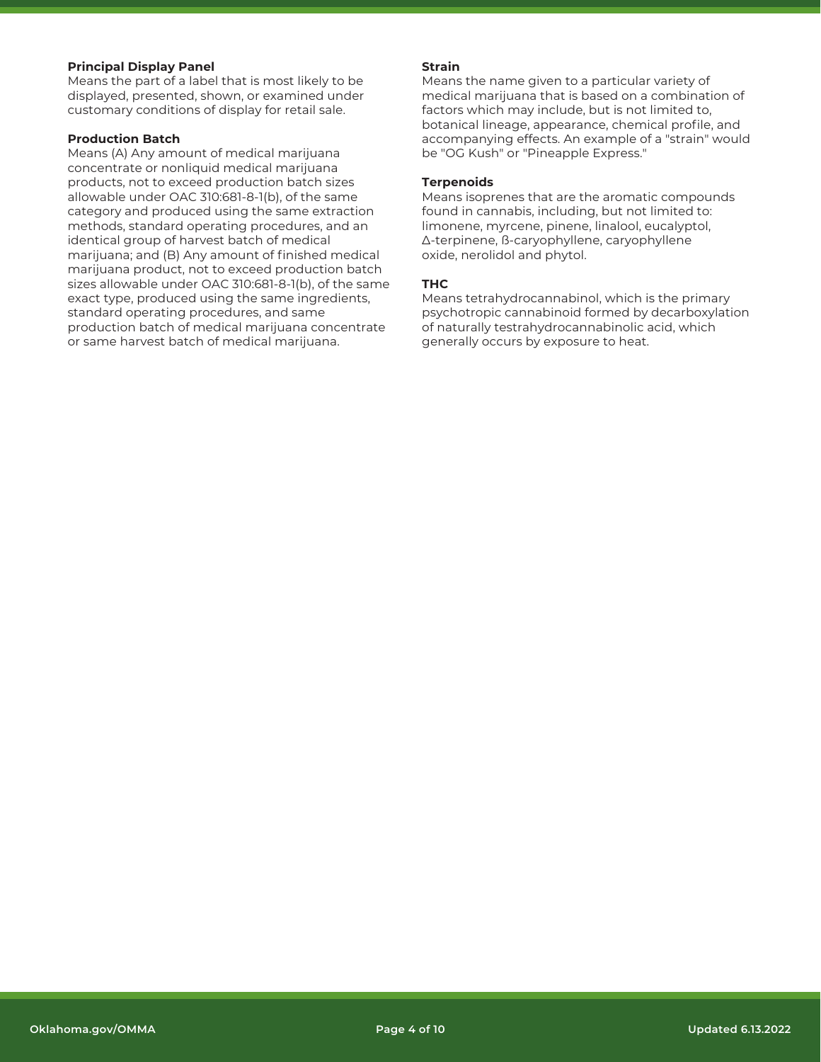**Principal Display Panel**
Means the part of a label that is most likely to be displayed, presented, shown, or examined under customary conditions of display for retail sale.

**Production Batch**
Means (A) Any amount of medical marijuana concentrate or nonliquid medical marijuana products, not to exceed production batch sizes allowable under OAC 310:681-8-1(b), of the same category and produced using the same extraction methods, standard operating procedures, and an identical group of harvest batch of medical marijuana; and (B) Any amount of finished medical marijuana product, not to exceed production batch sizes allowable under OAC 310:681-8-1(b), of the same exact type, produced using the same ingredients, standard operating procedures, and same production batch of medical marijuana concentrate or same harvest batch of medical marijuana.

**Strain**
Means the name given to a particular variety of medical marijuana that is based on a combination of factors which may include, but is not limited to, botanical lineage, appearance, chemical profile, and accompanying effects. An example of a "strain" would be "OG Kush" or "Pineapple Express."

**Terpenoids**
Means isoprenes that are the aromatic compounds found in cannabis, including, but not limited to: limonene, myrcene, pinene, linalool, eucalyptol, Δ-terpinene, ß-caryophyllene, caryophyllene oxide, nerolidol and phytol.

**THC**
Means tetrahydrocannabinol, which is the primary psychotropic cannabinoid formed by decarboxylation of naturally testrahydrocannabinolic acid, which generally occurs by exposure to heat.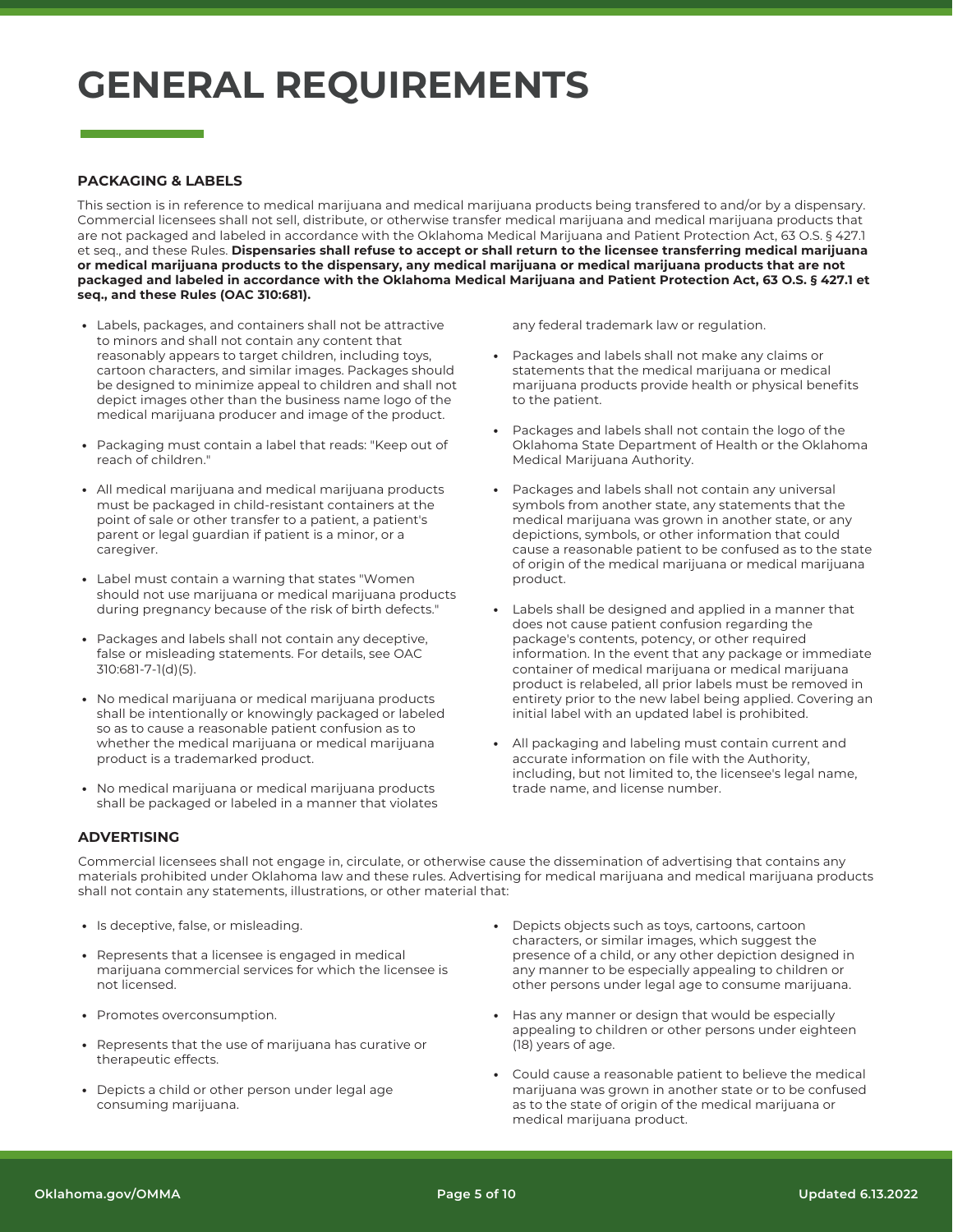# GENERAL REQUIREMENTS

## PACKAGING & LABELS

This section is in reference to medical marijuana and medical marijuana products being transfered to and/or by a dispensary. Commercial licensees shall not sell, distribute, or otherwise transfer medical marijuana and medical marijuana products that are not packaged and labeled in accordance with the Oklahoma Medical Marijuana and Patient Protection Act, 63 O.S. § 427.1 et seq., and these Rules. **Dispensaries shall refuse to accept or shall return to the licensee transferring medical marijuana or medical marijuana products to the dispensary, any medical marijuana or medical marijuana products that are not packaged and labeled in accordance with the Oklahoma Medical Marijuana and Patient Protection Act, 63 O.S. § 427.1 et seq., and these Rules (OAC 310:681).**

- Labels, packages, and containers shall not be attractive to minors and shall not contain any content that reasonably appears to target children, including toys, cartoon characters, and similar images. Packages should be designed to minimize appeal to children and shall not depict images other than the business name logo of the medical marijuana producer and image of the product.
- Packaging must contain a label that reads: "Keep out of reach of children."
- All medical marijuana and medical marijuana products must be packaged in child-resistant containers at the point of sale or other transfer to a patient, a patient's parent or legal guardian if patient is a minor, or a caregiver.
- Label must contain a warning that states "Women should not use marijuana or medical marijuana products during pregnancy because of the risk of birth defects."
- Packages and labels shall not contain any deceptive, false or misleading statements. For details, see OAC 310:681-7-1(d)(5).
- No medical marijuana or medical marijuana products shall be intentionally or knowingly packaged or labeled so as to cause a reasonable patient confusion as to whether the medical marijuana or medical marijuana product is a trademarked product.
- No medical marijuana or medical marijuana products shall be packaged or labeled in a manner that violates any federal trademark law or regulation.
- Packages and labels shall not make any claims or statements that the medical marijuana or medical marijuana products provide health or physical benefits to the patient.
- Packages and labels shall not contain the logo of the Oklahoma State Department of Health or the Oklahoma Medical Marijuana Authority.
- Packages and labels shall not contain any universal symbols from another state, any statements that the medical marijuana was grown in another state, or any depictions, symbols, or other information that could cause a reasonable patient to be confused as to the state of origin of the medical marijuana or medical marijuana product.
- Labels shall be designed and applied in a manner that does not cause patient confusion regarding the package's contents, potency, or other required information. In the event that any package or immediate container of medical marijuana or medical marijuana product is relabeled, all prior labels must be removed in entirety prior to the new label being applied. Covering an initial label with an updated label is prohibited.
- All packaging and labeling must contain current and accurate information on file with the Authority, including, but not limited to, the licensee's legal name, trade name, and license number.

## ADVERTISING

Commercial licensees shall not engage in, circulate, or otherwise cause the dissemination of advertising that contains any materials prohibited under Oklahoma law and these rules. Advertising for medical marijuana and medical marijuana products shall not contain any statements, illustrations, or other material that:

- Is deceptive, false, or misleading.
- Represents that a licensee is engaged in medical marijuana commercial services for which the licensee is not licensed.
- Promotes overconsumption.
- Represents that the use of marijuana has curative or therapeutic effects.
- Depicts a child or other person under legal age consuming marijuana.
- Depicts objects such as toys, cartoons, cartoon characters, or similar images, which suggest the presence of a child, or any other depiction designed in any manner to be especially appealing to children or other persons under legal age to consume marijuana.
- Has any manner or design that would be especially appealing to children or other persons under eighteen (18) years of age.
- Could cause a reasonable patient to believe the medical marijuana was grown in another state or to be confused as to the state of origin of the medical marijuana or medical marijuana product.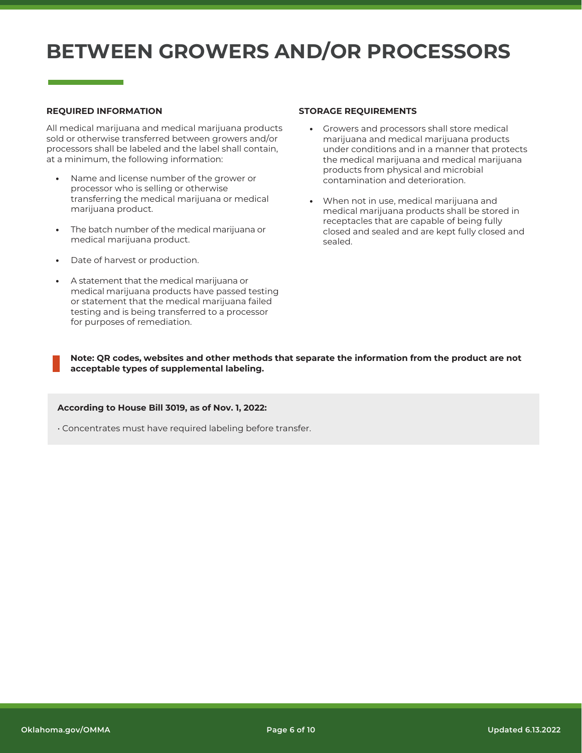# BETWEEN GROWERS AND/OR PROCESSORS

## REQUIRED INFORMATION

All medical marijuana and medical marijuana products sold or otherwise transferred between growers and/or processors shall be labeled and the label shall contain, at a minimum, the following information:

- Name and license number of the grower or processor who is selling or otherwise transferring the medical marijuana or medical marijuana product.
- The batch number of the medical marijuana or medical marijuana product.
- Date of harvest or production.
- A statement that the medical marijuana or medical marijuana products have passed testing or statement that the medical marijuana failed testing and is being transferred to a processor for purposes of remediation.

## STORAGE REQUIREMENTS

- Growers and processors shall store medical marijuana and medical marijuana products under conditions and in a manner that protects the medical marijuana and medical marijuana products from physical and microbial contamination and deterioration.
- When not in use, medical marijuana and medical marijuana products shall be stored in receptacles that are capable of being fully closed and sealed and are kept fully closed and sealed.

**Note: QR codes, websites and other methods that separate the information from the product are not acceptable types of supplemental labeling.**

**According to House Bill 3019, as of Nov. 1, 2022:**

- Concentrates must have required labeling before transfer.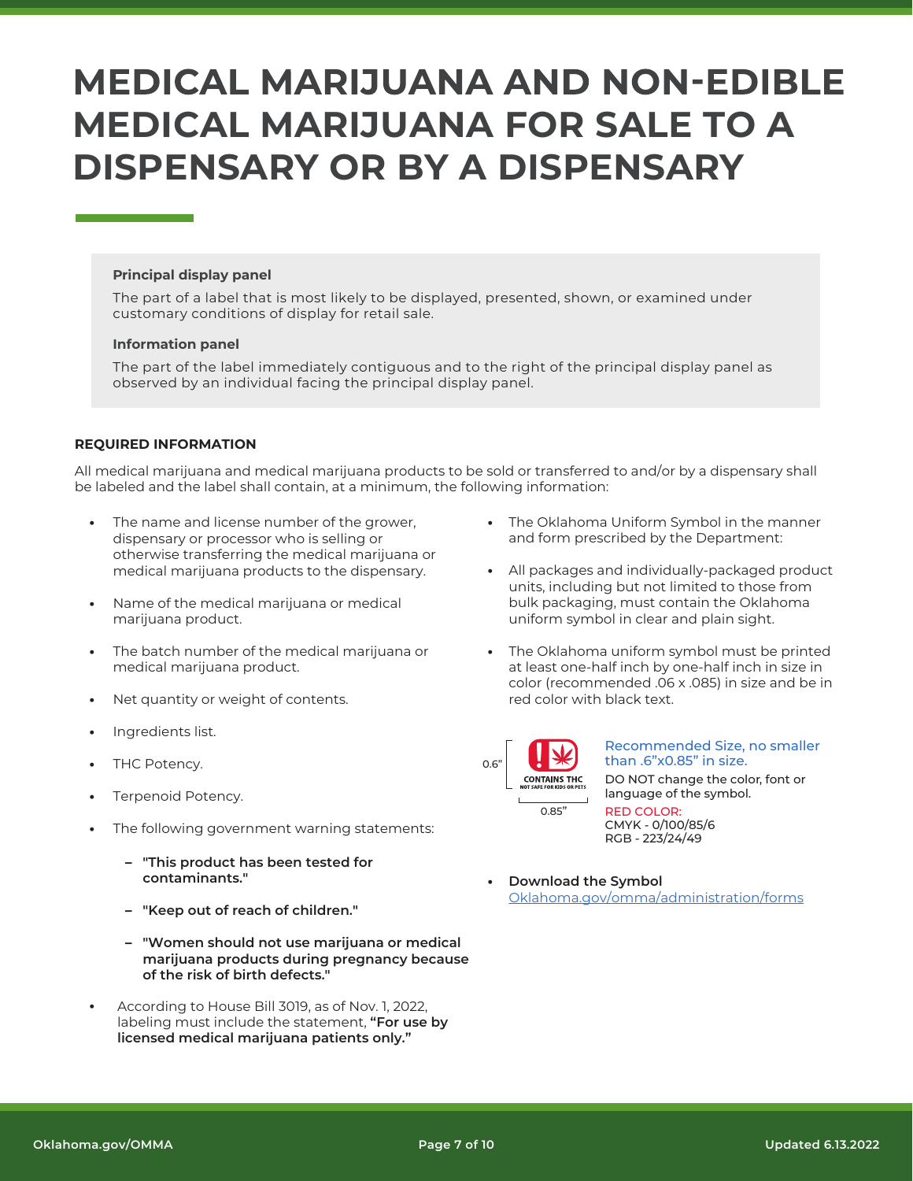# MEDICAL MARIJUANA AND NON-EDIBLE MEDICAL MARIJUANA FOR SALE TO A DISPENSARY OR BY A DISPENSARY

**Principal display panel**

The part of a label that is most likely to be displayed, presented, shown, or examined under customary conditions of display for retail sale.

**Information panel**

The part of the label immediately contiguous and to the right of the principal display panel as observed by an individual facing the principal display panel.

**REQUIRED INFORMATION**

All medical marijuana and medical marijuana products to be sold or transferred to and/or by a dispensary shall be labeled and the label shall contain, at a minimum, the following information:

- The name and license number of the grower, dispensary or processor who is selling or otherwise transferring the medical marijuana or medical marijuana products to the dispensary.
- Name of the medical marijuana or medical marijuana product.
- The batch number of the medical marijuana or medical marijuana product.
- Net quantity or weight of contents.
- Ingredients list.
- THC Potency.
- Terpenoid Potency.
- The following government warning statements:
  - **"This product has been tested for contaminants."**
  - **"Keep out of reach of children."**
  - **"Women should not use marijuana or medical marijuana products during pregnancy because of the risk of birth defects."**
- According to House Bill 3019, as of Nov. 1, 2022, labeling must include the statement, **"For use by licensed medical marijuana patients only."**
- The Oklahoma Uniform Symbol in the manner and form prescribed by the Department:
- All packages and individually-packaged product units, including but not limited to those from bulk packaging, must contain the Oklahoma uniform symbol in clear and plain sight.
- The Oklahoma uniform symbol must be printed at least one-half inch by one-half inch in size in color (recommended .06 x .085) in size and be in red color with black text.

0.6"

CONTAINS THC
NOT SAFE FOR KIDS OR PETS

0.85"

Recommended Size, no smaller than .6"x0.85" in size.

DO NOT change the color, font or language of the symbol.

RED COLOR:
CMYK - 0/100/85/6
RGB - 223/24/49

- **Download the Symbol**
  Oklahoma.gov/omma/administration/forms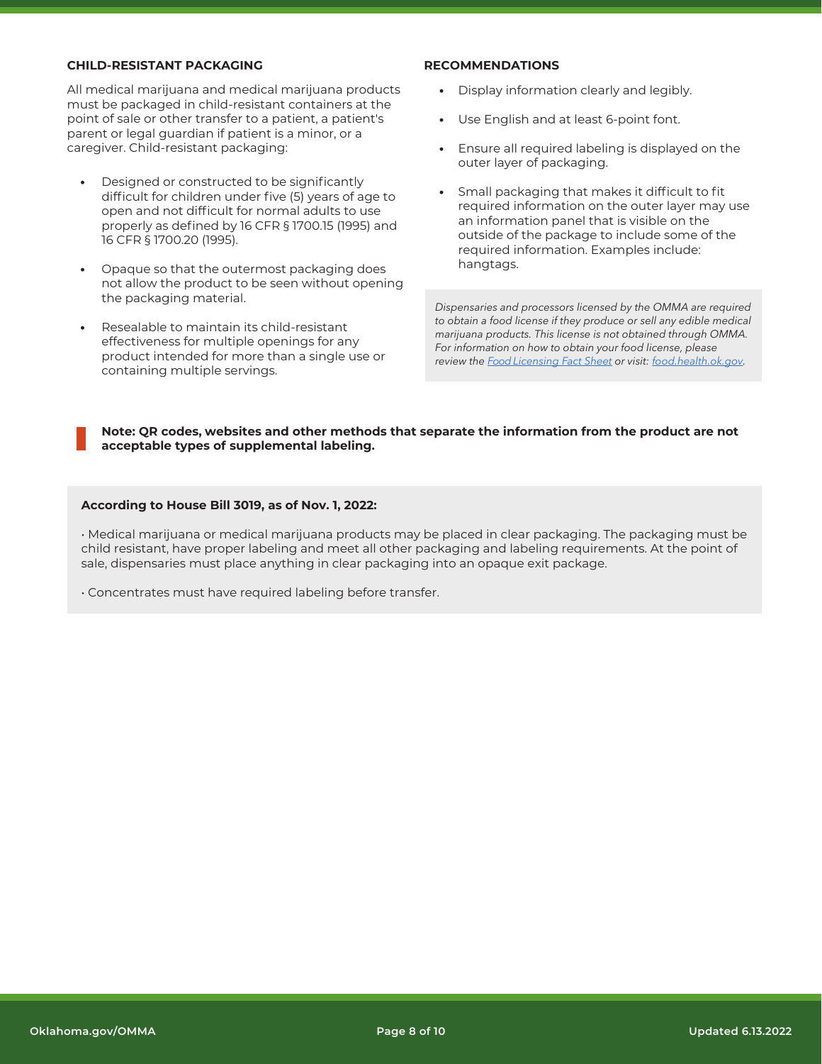## CHILD-RESISTANT PACKAGING

All medical marijuana and medical marijuana products must be packaged in child-resistant containers at the point of sale or other transfer to a patient, a patient's parent or legal guardian if patient is a minor, or a caregiver. Child-resistant packaging:

- Designed or constructed to be significantly difficult for children under five (5) years of age to open and not difficult for normal adults to use properly as defined by 16 CFR § 1700.15 (1995) and 16 CFR § 1700.20 (1995).
- Opaque so that the outermost packaging does not allow the product to be seen without opening the packaging material.
- Resealable to maintain its child-resistant effectiveness for multiple openings for any product intended for more than a single use or containing multiple servings.

## RECOMMENDATIONS

- Display information clearly and legibly.
- Use English and at least 6-point font.
- Ensure all required labeling is displayed on the outer layer of packaging.
- Small packaging that makes it difficult to fit required information on the outer layer may use an information panel that is visible on the outside of the package to include some of the required information. Examples include: hangtags.

*Dispensaries and processors licensed by the OMMA are required to obtain a food license if they produce or sell any edible medical marijuana products. This license is not obtained through OMMA. For information on how to obtain your food license, please review the [Food Licensing Fact Sheet] or visit: [food.health.ok.gov].*

**Note: QR codes, websites and other methods that separate the information from the product are not acceptable types of supplemental labeling.**

**According to House Bill 3019, as of Nov. 1, 2022:**

• Medical marijuana or medical marijuana products may be placed in clear packaging. The packaging must be child resistant, have proper labeling and meet all other packaging and labeling requirements. At the point of sale, dispensaries must place anything in clear packaging into an opaque exit package.

• Concentrates must have required labeling before transfer.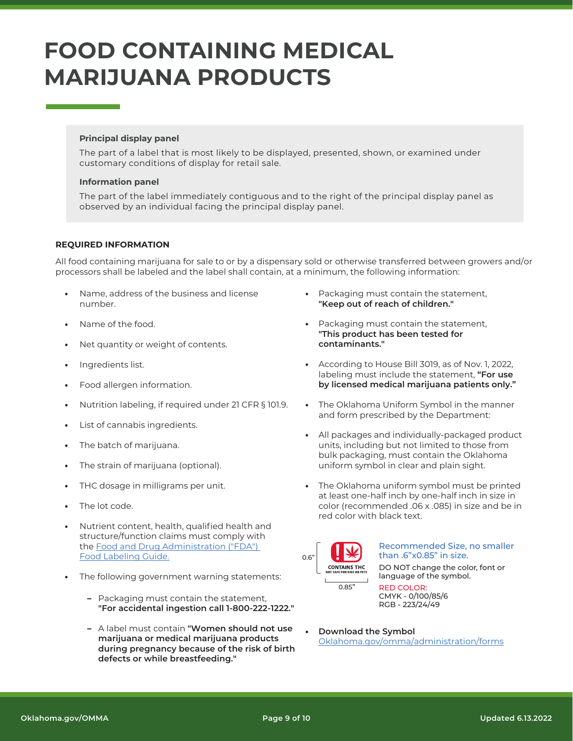# FOOD CONTAINING MEDICAL MARIJUANA PRODUCTS

**Principal display panel**

The part of a label that is most likely to be displayed, presented, shown, or examined under customary conditions of display for retail sale.

**Information panel**

The part of the label immediately contiguous and to the right of the principal display panel as observed by an individual facing the principal display panel.

### REQUIRED INFORMATION

All food containing marijuana for sale to or by a dispensary sold or otherwise transferred between growers and/or processors shall be labeled and the label shall contain, at a minimum, the following information:

- Name, address of the business and license number.
- Name of the food.
- Net quantity or weight of contents.
- Ingredients list.
- Food allergen information.
- Nutrition labeling, if required under 21 CFR § 101.9.
- List of cannabis ingredients.
- The batch of marijuana.
- The strain of marijuana (optional).
- THC dosage in milligrams per unit.
- The lot code.
- Nutrient content, health, qualified health and structure/function claims must comply with the [Food and Drug Administration ("FDA") Food Labeling Guide.](#)
- The following government warning statements:
  - Packaging must contain the statement, **"For accidental ingestion call 1-800-222-1222."**
  - A label must contain **"Women should not use marijuana or medical marijuana products during pregnancy because of the risk of birth defects or while breastfeeding."**
- Packaging must contain the statement, **"Keep out of reach of children."**
- Packaging must contain the statement, **"This product has been tested for contaminants."**
- According to House Bill 3019, as of Nov. 1, 2022, labeling must include the statement, **"For use by licensed medical marijuana patients only."**
- The Oklahoma Uniform Symbol in the manner and form prescribed by the Department:
- All packages and individually-packaged product units, including but not limited to those from bulk packaging, must contain the Oklahoma uniform symbol in clear and plain sight.
- The Oklahoma uniform symbol must be printed at least one-half inch by one-half inch in size in color (recommended .06 x .085) in size and be in red color with black text.

0.6" × 0.85" — CONTAINS THC — NOT SAFE FOR KIDS OR PETS

Recommended Size, no smaller than .6"x0.85" in size.

DO NOT change the color, font or language of the symbol.

RED COLOR:
CMYK - 0/100/85/6
RGB - 223/24/49

- **Download the Symbol**
  [Oklahoma.gov/omma/administration/forms](#)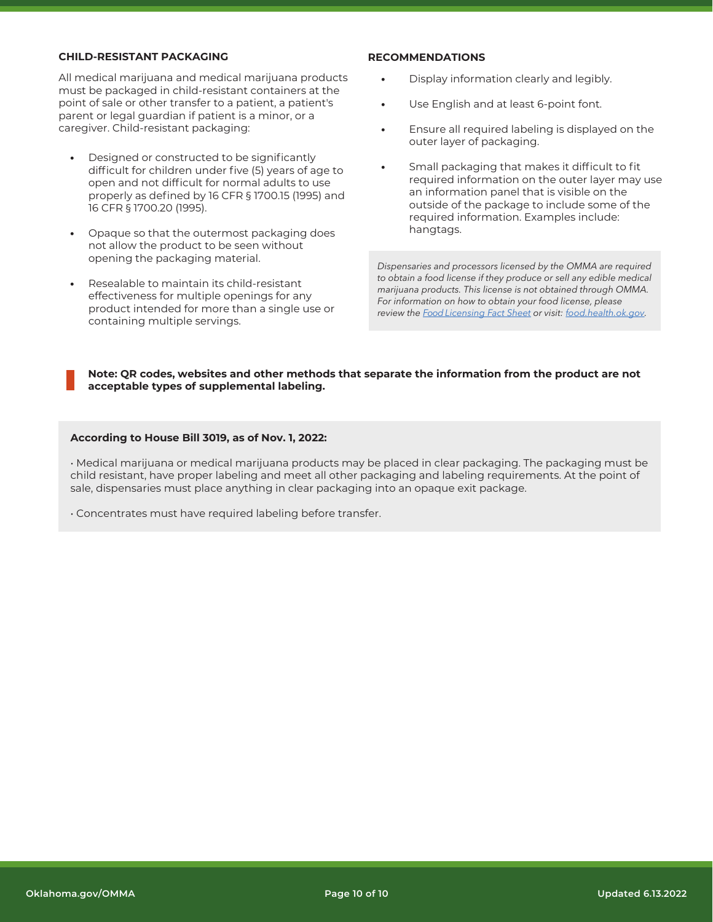### CHILD-RESISTANT PACKAGING

All medical marijuana and medical marijuana products must be packaged in child-resistant containers at the point of sale or other transfer to a patient, a patient's parent or legal guardian if patient is a minor, or a caregiver. Child-resistant packaging:

- Designed or constructed to be significantly difficult for children under five (5) years of age to open and not difficult for normal adults to use properly as defined by 16 CFR § 1700.15 (1995) and 16 CFR § 1700.20 (1995).
- Opaque so that the outermost packaging does not allow the product to be seen without opening the packaging material.
- Resealable to maintain its child-resistant effectiveness for multiple openings for any product intended for more than a single use or containing multiple servings.

### RECOMMENDATIONS

- Display information clearly and legibly.
- Use English and at least 6-point font.
- Ensure all required labeling is displayed on the outer layer of packaging.
- Small packaging that makes it difficult to fit required information on the outer layer may use an information panel that is visible on the outside of the package to include some of the required information. Examples include: hangtags.

*Dispensaries and processors licensed by the OMMA are required to obtain a food license if they produce or sell any edible medical marijuana products. This license is not obtained through OMMA. For information on how to obtain your food license, please review the Food Licensing Fact Sheet or visit: food.health.ok.gov.*

**Note: QR codes, websites and other methods that separate the information from the product are not acceptable types of supplemental labeling.**

**According to House Bill 3019, as of Nov. 1, 2022:**

- Medical marijuana or medical marijuana products may be placed in clear packaging. The packaging must be child resistant, have proper labeling and meet all other packaging and labeling requirements. At the point of sale, dispensaries must place anything in clear packaging into an opaque exit package.
- Concentrates must have required labeling before transfer.